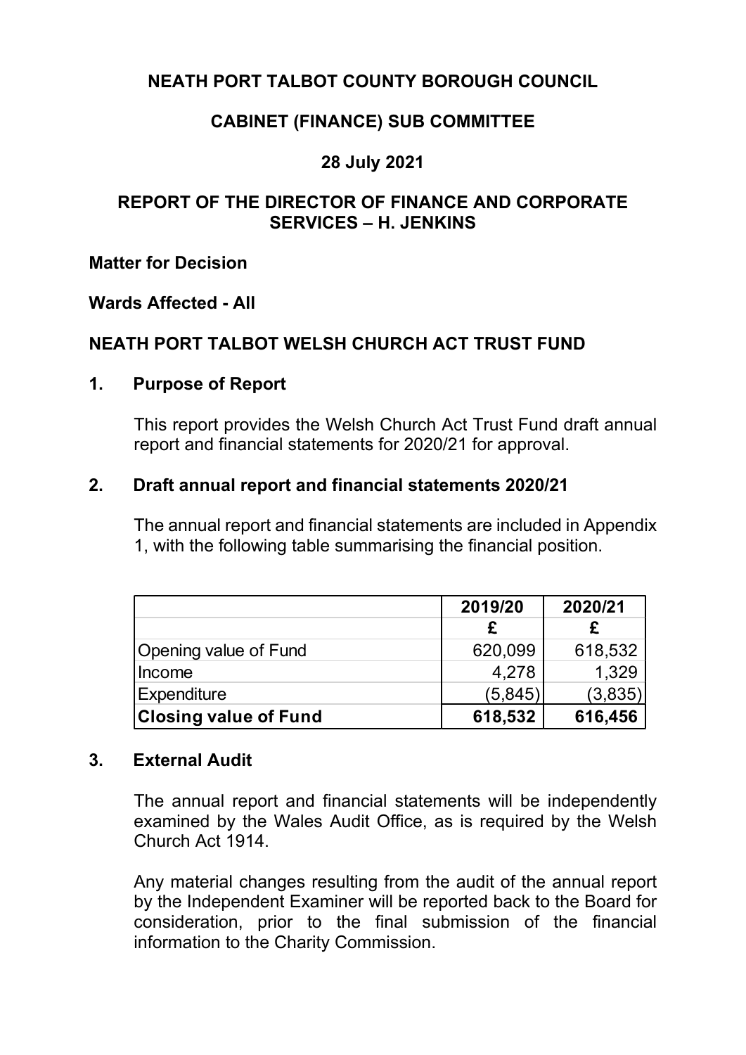# NEATH PORT TALBOT COUNTY BOROUGH COUNCIL

## CABINET (FINANCE) SUB COMMITTEE

## 28 July 2021

## REPORT OF THE DIRECTOR OF FINANCE AND CORPORATE SERVICES – H. JENKINS

**Matter for Decision**

**Wards Affected - All**

## NEATH PORT TALBOT WELSH CHURCH ACT TRUST FUND

### 1. Purpose of Report

This report provides the Welsh Church Act Trust Fund draft annual report and financial statements for 2020/21 for approval.

### 2. Draft annual report and financial statements 2020/21

The annual report and financial statements are included in Appendix 1, with the following table summarising the financial position.

| | 2019/20 | 2020/21 |
|---|---|---|
| | £ | £ |
| Opening value of Fund | 620,099 | 618,532 |
| Income | 4,278 | 1,329 |
| Expenditure | (5,845) | (3,835) |
| **Closing value of Fund** | **618,532** | **616,456** |

### 3. External Audit

The annual report and financial statements will be independently examined by the Wales Audit Office, as is required by the Welsh Church Act 1914.

Any material changes resulting from the audit of the annual report by the Independent Examiner will be reported back to the Board for consideration, prior to the final submission of the financial information to the Charity Commission.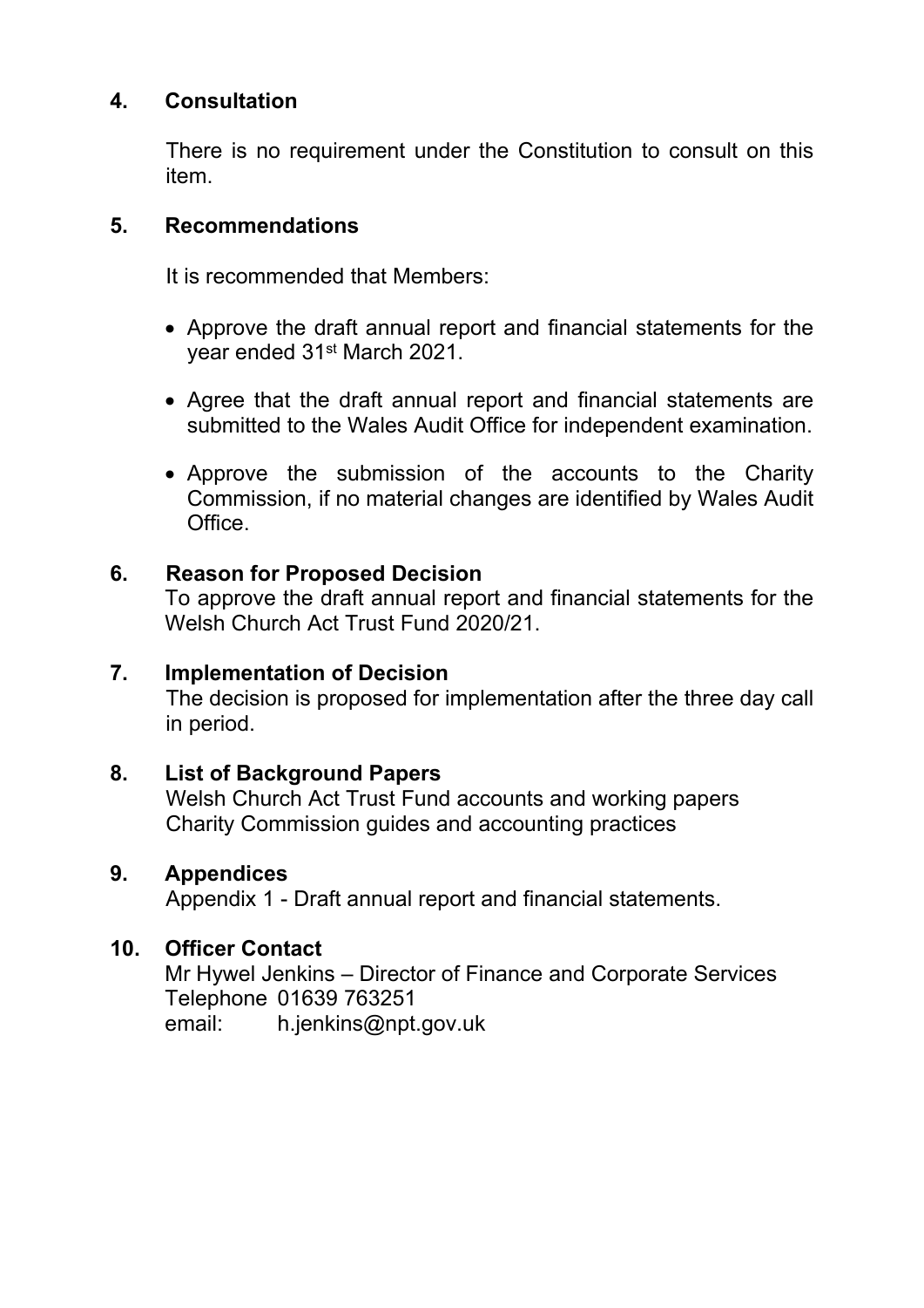## 4. Consultation

There is no requirement under the Constitution to consult on this item.

## 5. Recommendations

It is recommended that Members:

- Approve the draft annual report and financial statements for the year ended 31st March 2021.
- Agree that the draft annual report and financial statements are submitted to the Wales Audit Office for independent examination.
- Approve the submission of the accounts to the Charity Commission, if no material changes are identified by Wales Audit Office.

## 6. Reason for Proposed Decision

To approve the draft annual report and financial statements for the Welsh Church Act Trust Fund 2020/21.

## 7. Implementation of Decision

The decision is proposed for implementation after the three day call in period.

## 8. List of Background Papers

Welsh Church Act Trust Fund accounts and working papers
Charity Commission guides and accounting practices

## 9. Appendices

Appendix 1 - Draft annual report and financial statements.

## 10. Officer Contact

Mr Hywel Jenkins – Director of Finance and Corporate Services
Telephone 01639 763251
email: h.jenkins@npt.gov.uk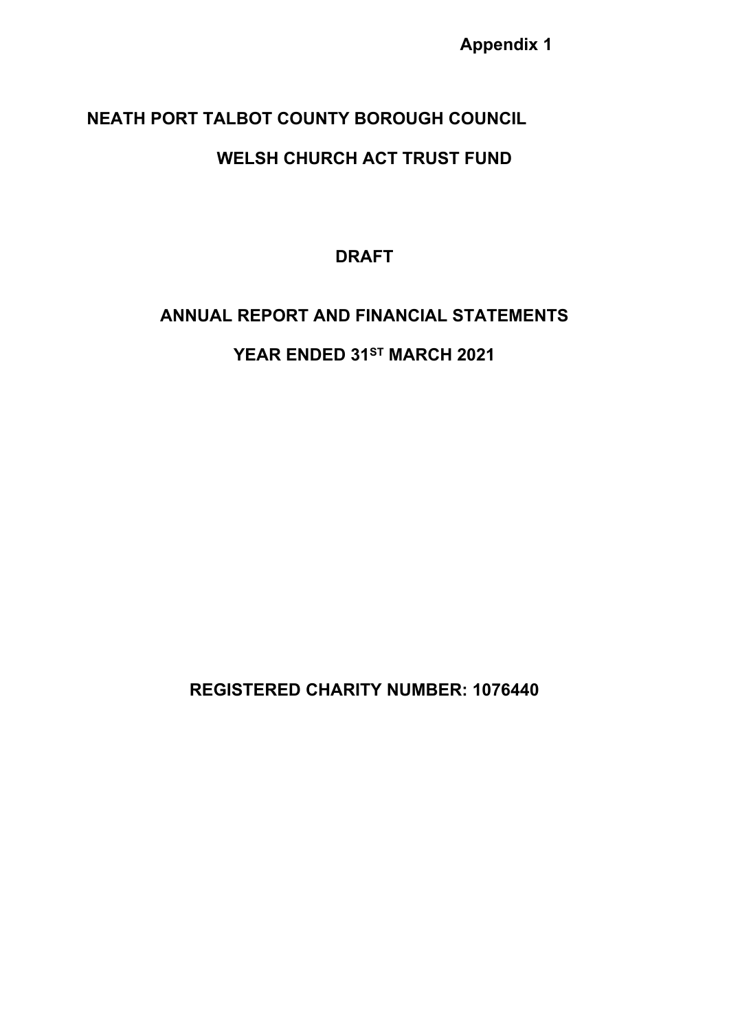**Appendix 1**

# NEATH PORT TALBOT COUNTY BOROUGH COUNCIL

## WELSH CHURCH ACT TRUST FUND

**DRAFT**

## ANNUAL REPORT AND FINANCIAL STATEMENTS

## YEAR ENDED 31ST MARCH 2021

**REGISTERED CHARITY NUMBER: 1076440**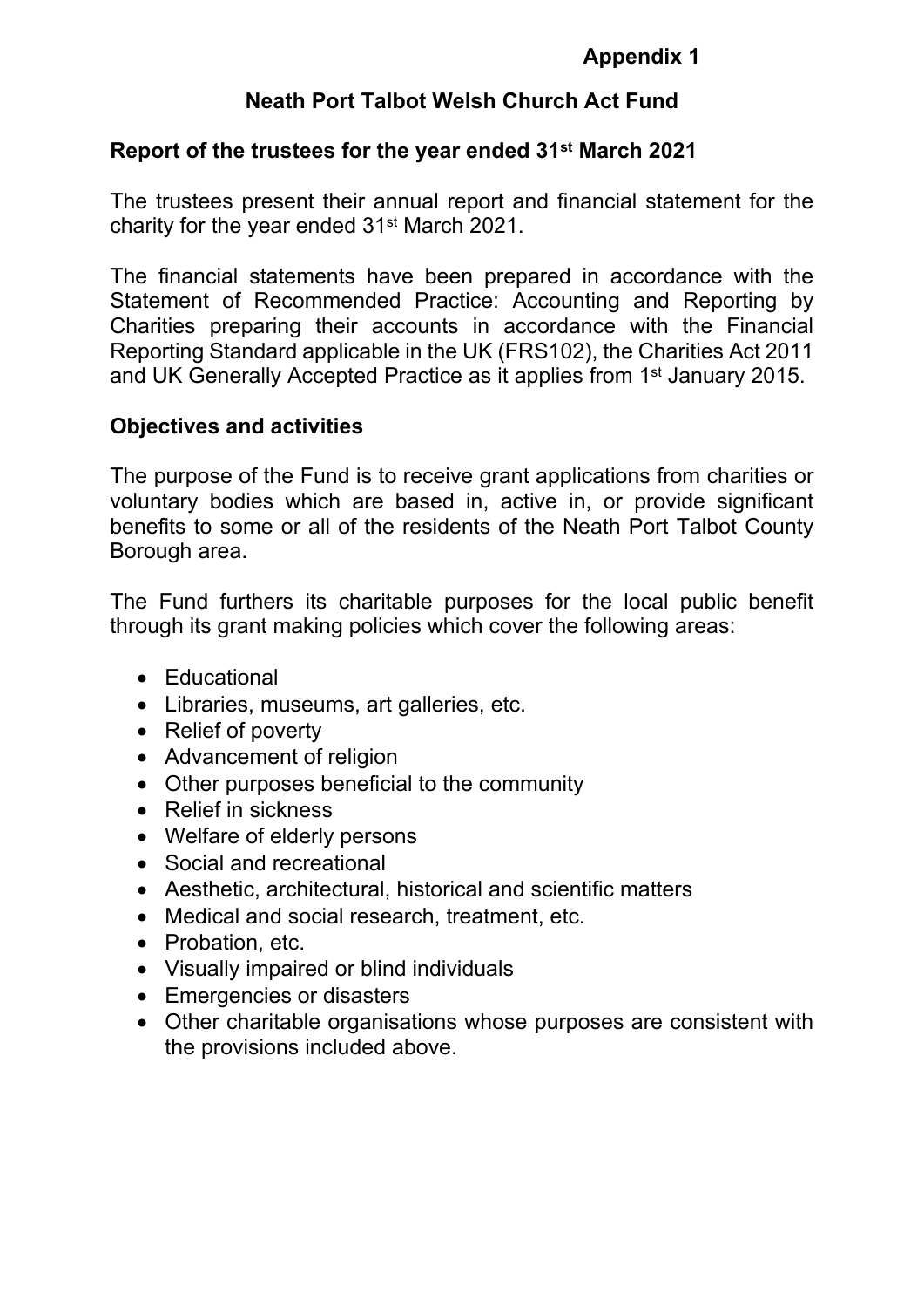**Appendix 1**

# Neath Port Talbot Welsh Church Act Fund

## Report of the trustees for the year ended 31st March 2021

The trustees present their annual report and financial statement for the charity for the year ended 31st March 2021.

The financial statements have been prepared in accordance with the Statement of Recommended Practice: Accounting and Reporting by Charities preparing their accounts in accordance with the Financial Reporting Standard applicable in the UK (FRS102), the Charities Act 2011 and UK Generally Accepted Practice as it applies from 1st January 2015.

## Objectives and activities

The purpose of the Fund is to receive grant applications from charities or voluntary bodies which are based in, active in, or provide significant benefits to some or all of the residents of the Neath Port Talbot County Borough area.

The Fund furthers its charitable purposes for the local public benefit through its grant making policies which cover the following areas:

- Educational
- Libraries, museums, art galleries, etc.
- Relief of poverty
- Advancement of religion
- Other purposes beneficial to the community
- Relief in sickness
- Welfare of elderly persons
- Social and recreational
- Aesthetic, architectural, historical and scientific matters
- Medical and social research, treatment, etc.
- Probation, etc.
- Visually impaired or blind individuals
- Emergencies or disasters
- Other charitable organisations whose purposes are consistent with the provisions included above.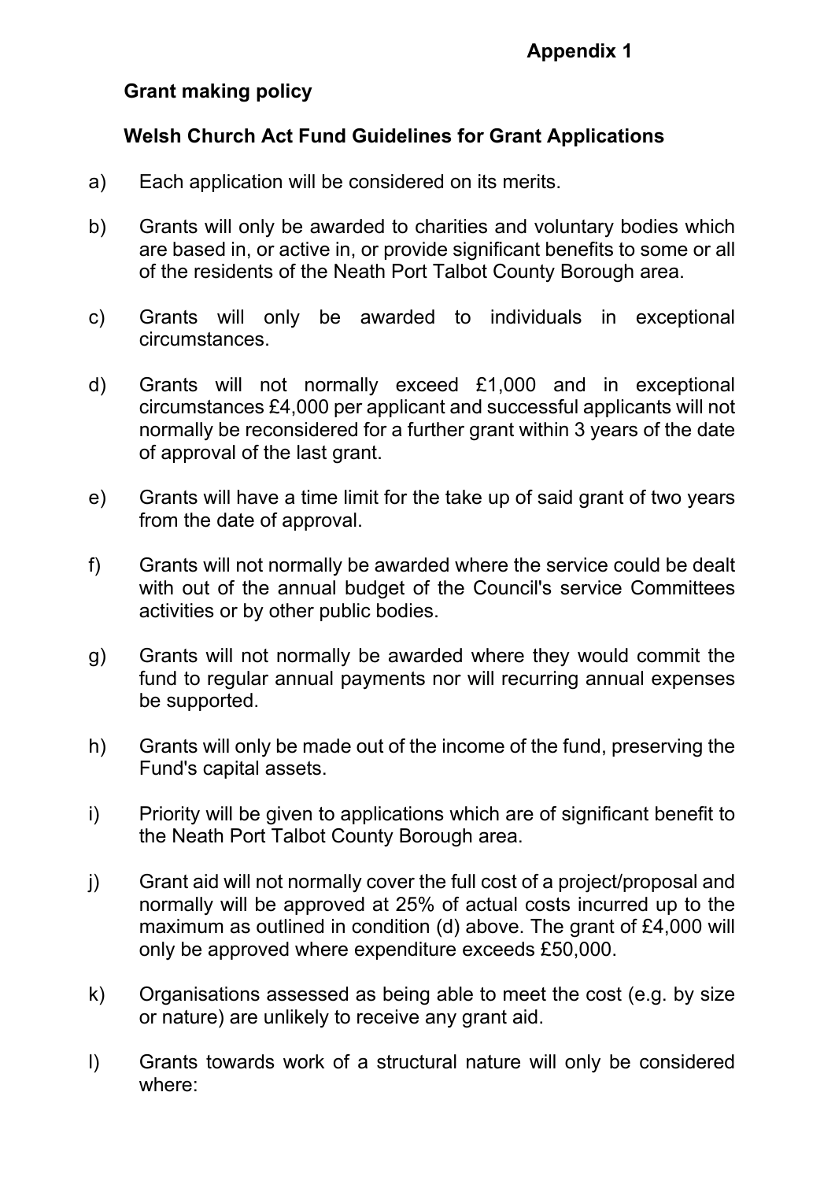**Appendix 1**

**Grant making policy**

**Welsh Church Act Fund Guidelines for Grant Applications**

a) Each application will be considered on its merits.

b) Grants will only be awarded to charities and voluntary bodies which are based in, or active in, or provide significant benefits to some or all of the residents of the Neath Port Talbot County Borough area.

c) Grants will only be awarded to individuals in exceptional circumstances.

d) Grants will not normally exceed £1,000 and in exceptional circumstances £4,000 per applicant and successful applicants will not normally be reconsidered for a further grant within 3 years of the date of approval of the last grant.

e) Grants will have a time limit for the take up of said grant of two years from the date of approval.

f) Grants will not normally be awarded where the service could be dealt with out of the annual budget of the Council's service Committees activities or by other public bodies.

g) Grants will not normally be awarded where they would commit the fund to regular annual payments nor will recurring annual expenses be supported.

h) Grants will only be made out of the income of the fund, preserving the Fund's capital assets.

i) Priority will be given to applications which are of significant benefit to the Neath Port Talbot County Borough area.

j) Grant aid will not normally cover the full cost of a project/proposal and normally will be approved at 25% of actual costs incurred up to the maximum as outlined in condition (d) above. The grant of £4,000 will only be approved where expenditure exceeds £50,000.

k) Organisations assessed as being able to meet the cost (e.g. by size or nature) are unlikely to receive any grant aid.

l) Grants towards work of a structural nature will only be considered where: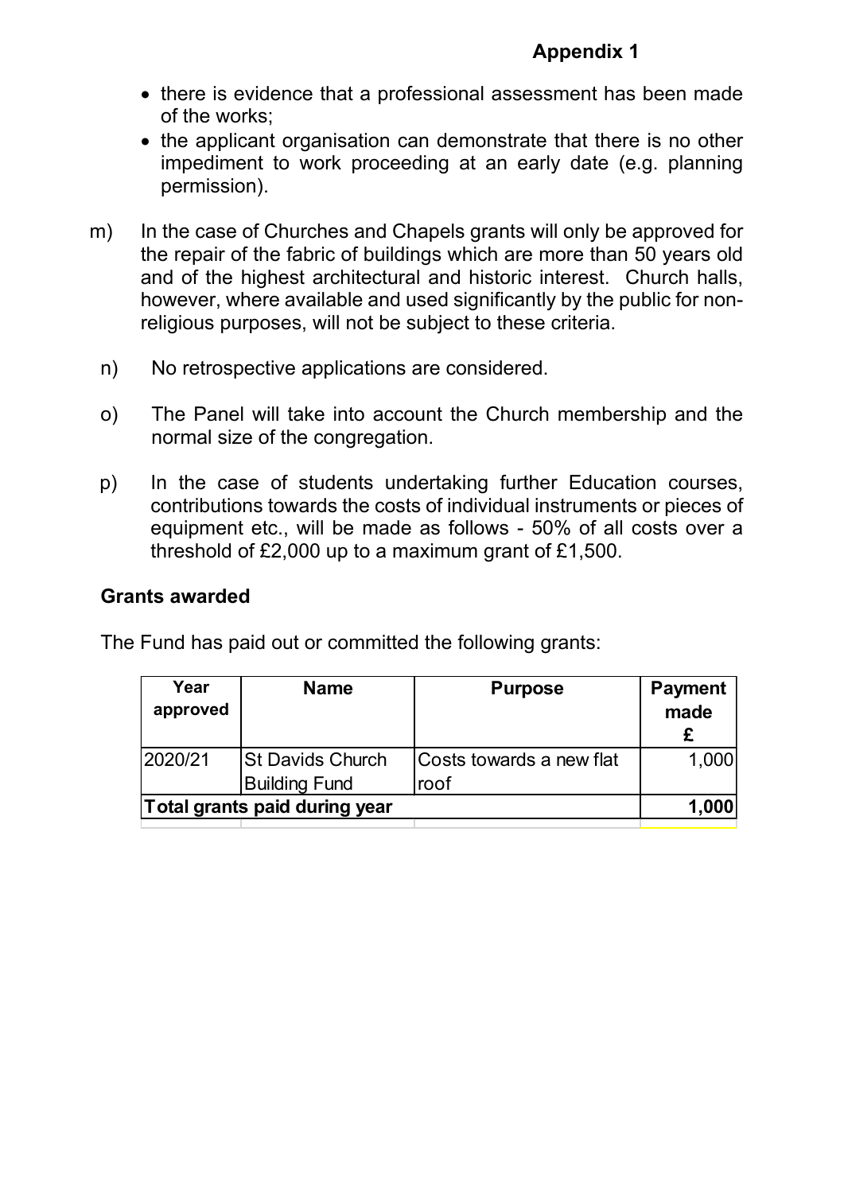**Appendix 1**

- there is evidence that a professional assessment has been made of the works;
- the applicant organisation can demonstrate that there is no other impediment to work proceeding at an early date (e.g. planning permission).

m) In the case of Churches and Chapels grants will only be approved for the repair of the fabric of buildings which are more than 50 years old and of the highest architectural and historic interest. Church halls, however, where available and used significantly by the public for non-religious purposes, will not be subject to these criteria.

n) No retrospective applications are considered.

o) The Panel will take into account the Church membership and the normal size of the congregation.

p) In the case of students undertaking further Education courses, contributions towards the costs of individual instruments or pieces of equipment etc., will be made as follows - 50% of all costs over a threshold of £2,000 up to a maximum grant of £1,500.

**Grants awarded**

The Fund has paid out or committed the following grants:

| Year approved | Name | Purpose | Payment made £ |
|---|---|---|---|
| 2020/21 | St Davids Church Building Fund | Costs towards a new flat roof | 1,000 |
| **Total grants paid during year** | | | **1,000** |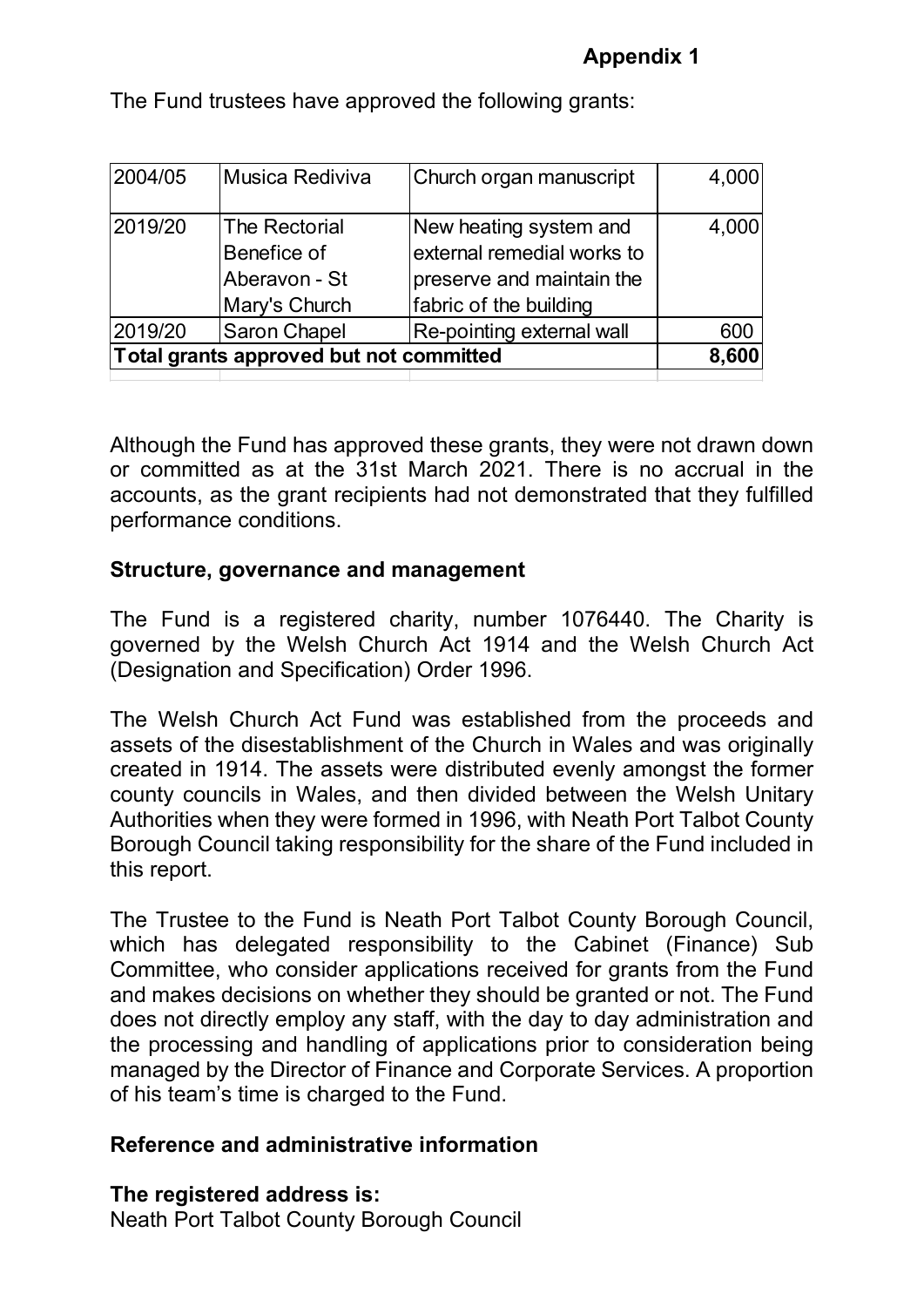**Appendix 1**

The Fund trustees have approved the following grants:

| | | | |
|---|---|---|---|
| 2004/05 | Musica Rediviva | Church organ manuscript | 4,000 |
| 2019/20 | The Rectorial Benefice of Aberavon - St Mary's Church | New heating system and external remedial works to preserve and maintain the fabric of the building | 4,000 |
| 2019/20 | Saron Chapel | Re-pointing external wall | 600 |
| **Total grants approved but not committed** | | | **8,600** |

Although the Fund has approved these grants, they were not drawn down or committed as at the 31st March 2021. There is no accrual in the accounts, as the grant recipients had not demonstrated that they fulfilled performance conditions.

**Structure, governance and management**

The Fund is a registered charity, number 1076440. The Charity is governed by the Welsh Church Act 1914 and the Welsh Church Act (Designation and Specification) Order 1996.

The Welsh Church Act Fund was established from the proceeds and assets of the disestablishment of the Church in Wales and was originally created in 1914. The assets were distributed evenly amongst the former county councils in Wales, and then divided between the Welsh Unitary Authorities when they were formed in 1996, with Neath Port Talbot County Borough Council taking responsibility for the share of the Fund included in this report.

The Trustee to the Fund is Neath Port Talbot County Borough Council, which has delegated responsibility to the Cabinet (Finance) Sub Committee, who consider applications received for grants from the Fund and makes decisions on whether they should be granted or not. The Fund does not directly employ any staff, with the day to day administration and the processing and handling of applications prior to consideration being managed by the Director of Finance and Corporate Services. A proportion of his team's time is charged to the Fund.

**Reference and administrative information**

**The registered address is:**
Neath Port Talbot County Borough Council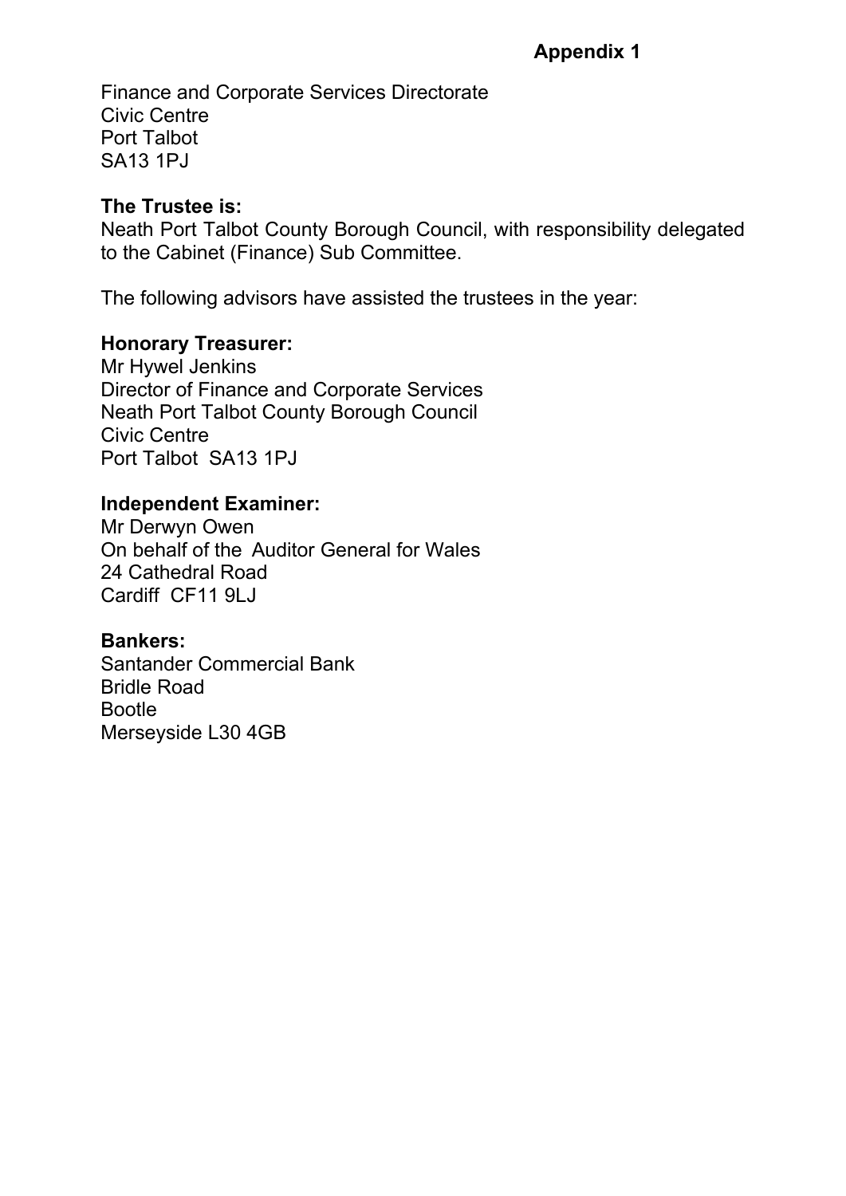**Appendix 1**

Finance and Corporate Services Directorate
Civic Centre
Port Talbot
SA13 1PJ

**The Trustee is:**
Neath Port Talbot County Borough Council, with responsibility delegated to the Cabinet (Finance) Sub Committee.

The following advisors have assisted the trustees in the year:

**Honorary Treasurer:**
Mr Hywel Jenkins
Director of Finance and Corporate Services
Neath Port Talbot County Borough Council
Civic Centre
Port Talbot SA13 1PJ

**Independent Examiner:**
Mr Derwyn Owen
On behalf of the Auditor General for Wales
24 Cathedral Road
Cardiff CF11 9LJ

**Bankers:**
Santander Commercial Bank
Bridle Road
Bootle
Merseyside L30 4GB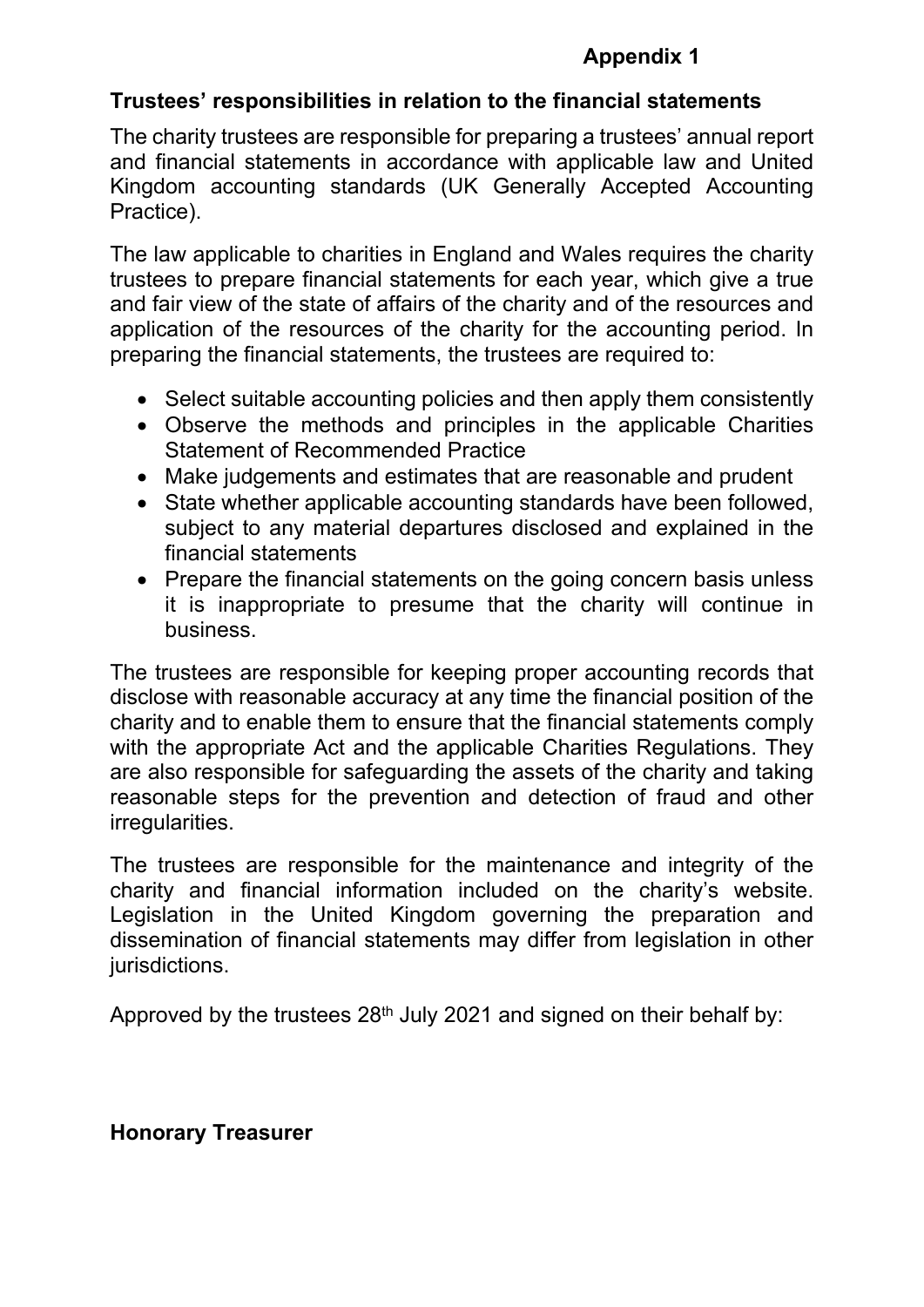**Appendix 1**

## Trustees' responsibilities in relation to the financial statements

The charity trustees are responsible for preparing a trustees' annual report and financial statements in accordance with applicable law and United Kingdom accounting standards (UK Generally Accepted Accounting Practice).

The law applicable to charities in England and Wales requires the charity trustees to prepare financial statements for each year, which give a true and fair view of the state of affairs of the charity and of the resources and application of the resources of the charity for the accounting period. In preparing the financial statements, the trustees are required to:

- Select suitable accounting policies and then apply them consistently
- Observe the methods and principles in the applicable Charities Statement of Recommended Practice
- Make judgements and estimates that are reasonable and prudent
- State whether applicable accounting standards have been followed, subject to any material departures disclosed and explained in the financial statements
- Prepare the financial statements on the going concern basis unless it is inappropriate to presume that the charity will continue in business.

The trustees are responsible for keeping proper accounting records that disclose with reasonable accuracy at any time the financial position of the charity and to enable them to ensure that the financial statements comply with the appropriate Act and the applicable Charities Regulations. They are also responsible for safeguarding the assets of the charity and taking reasonable steps for the prevention and detection of fraud and other irregularities.

The trustees are responsible for the maintenance and integrity of the charity and financial information included on the charity's website. Legislation in the United Kingdom governing the preparation and dissemination of financial statements may differ from legislation in other jurisdictions.

Approved by the trustees 28th July 2021 and signed on their behalf by:

**Honorary Treasurer**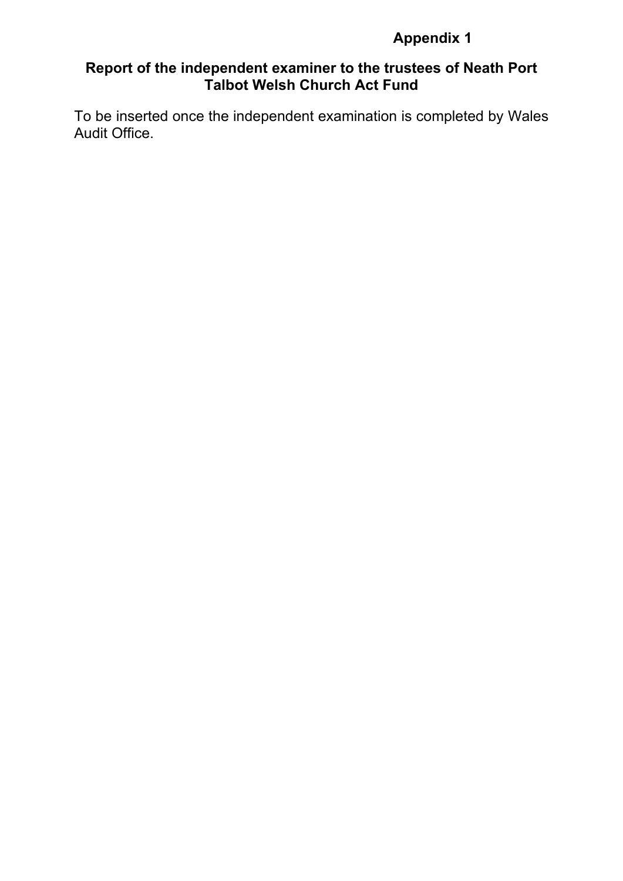**Appendix 1**

## Report of the independent examiner to the trustees of Neath Port Talbot Welsh Church Act Fund

To be inserted once the independent examination is completed by Wales Audit Office.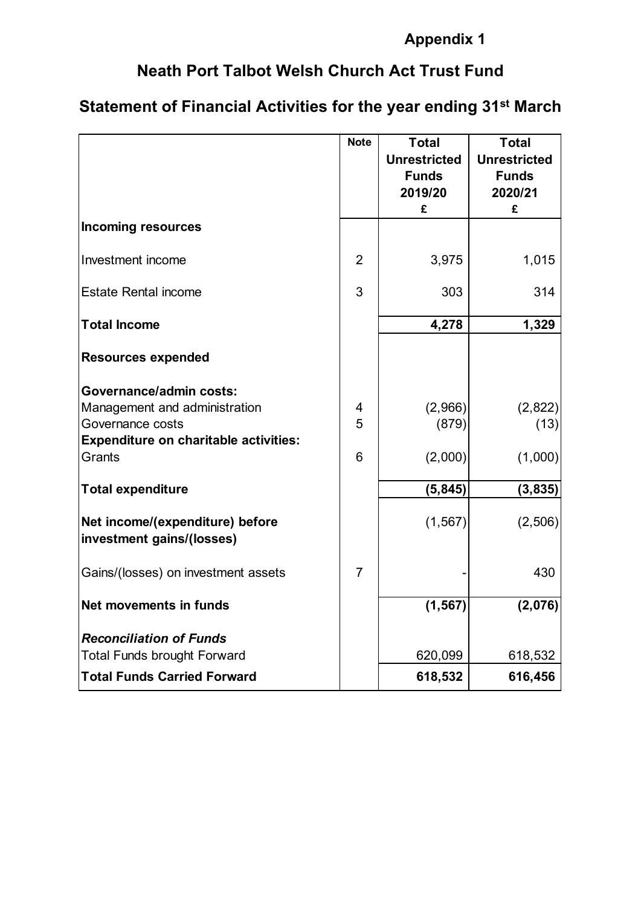**Appendix 1**

# Neath Port Talbot Welsh Church Act Trust Fund

## Statement of Financial Activities for the year ending 31st March

| | Note | Total Unrestricted Funds 2019/20 £ | Total Unrestricted Funds 2020/21 £ |
|---|---|---|---|
| **Incoming resources** | | | |
| Investment income | 2 | 3,975 | 1,015 |
| Estate Rental income | 3 | 303 | 314 |
| **Total Income** | | **4,278** | **1,329** |
| **Resources expended** | | | |
| **Governance/admin costs:** | | | |
| Management and administration | 4 | (2,966) | (2,822) |
| Governance costs | 5 | (879) | (13) |
| **Expenditure on charitable activities:** | | | |
| Grants | 6 | (2,000) | (1,000) |
| **Total expenditure** | | **(5,845)** | **(3,835)** |
| **Net income/(expenditure) before investment gains/(losses)** | | (1,567) | (2,506) |
| Gains/(losses) on investment assets | 7 | - | 430 |
| **Net movements in funds** | | **(1,567)** | **(2,076)** |
| ***Reconciliation of Funds*** | | | |
| Total Funds brought Forward | | 620,099 | 618,532 |
| **Total Funds Carried Forward** | | **618,532** | **616,456** |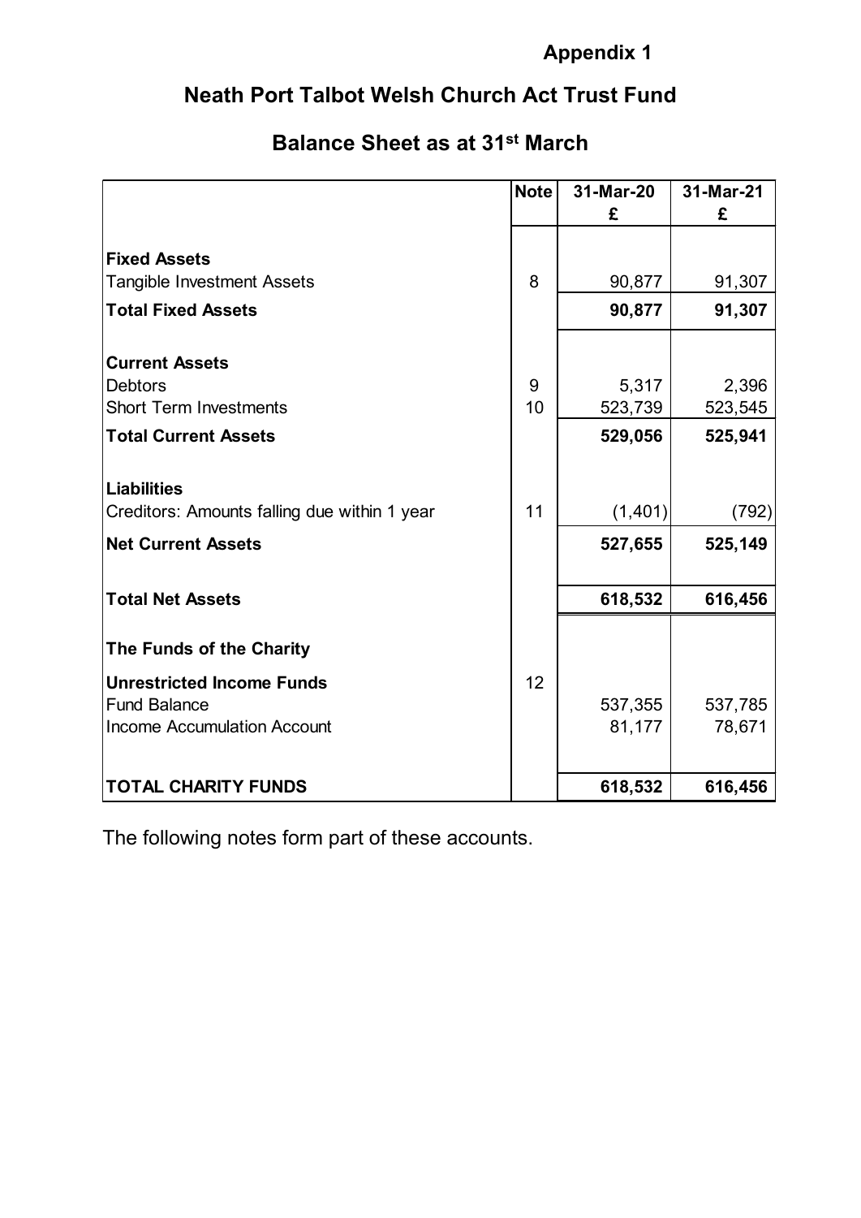**Appendix 1**

# Neath Port Talbot Welsh Church Act Trust Fund

## Balance Sheet as at 31st March

| | Note | 31-Mar-20<br>£ | 31-Mar-21<br>£ |
|---|---|---|---|
| **Fixed Assets** | | | |
| Tangible Investment Assets | 8 | 90,877 | 91,307 |
| **Total Fixed Assets** | | **90,877** | **91,307** |
| **Current Assets** | | | |
| Debtors | 9 | 5,317 | 2,396 |
| Short Term Investments | 10 | 523,739 | 523,545 |
| **Total Current Assets** | | **529,056** | **525,941** |
| **Liabilities** | | | |
| Creditors: Amounts falling due within 1 year | 11 | (1,401) | (792) |
| **Net Current Assets** | | **527,655** | **525,149** |
| **Total Net Assets** | | **618,532** | **616,456** |
| **The Funds of the Charity** | | | |
| **Unrestricted Income Funds** | 12 | | |
| Fund Balance | | 537,355 | 537,785 |
| Income Accumulation Account | | 81,177 | 78,671 |
| **TOTAL CHARITY FUNDS** | | **618,532** | **616,456** |

The following notes form part of these accounts.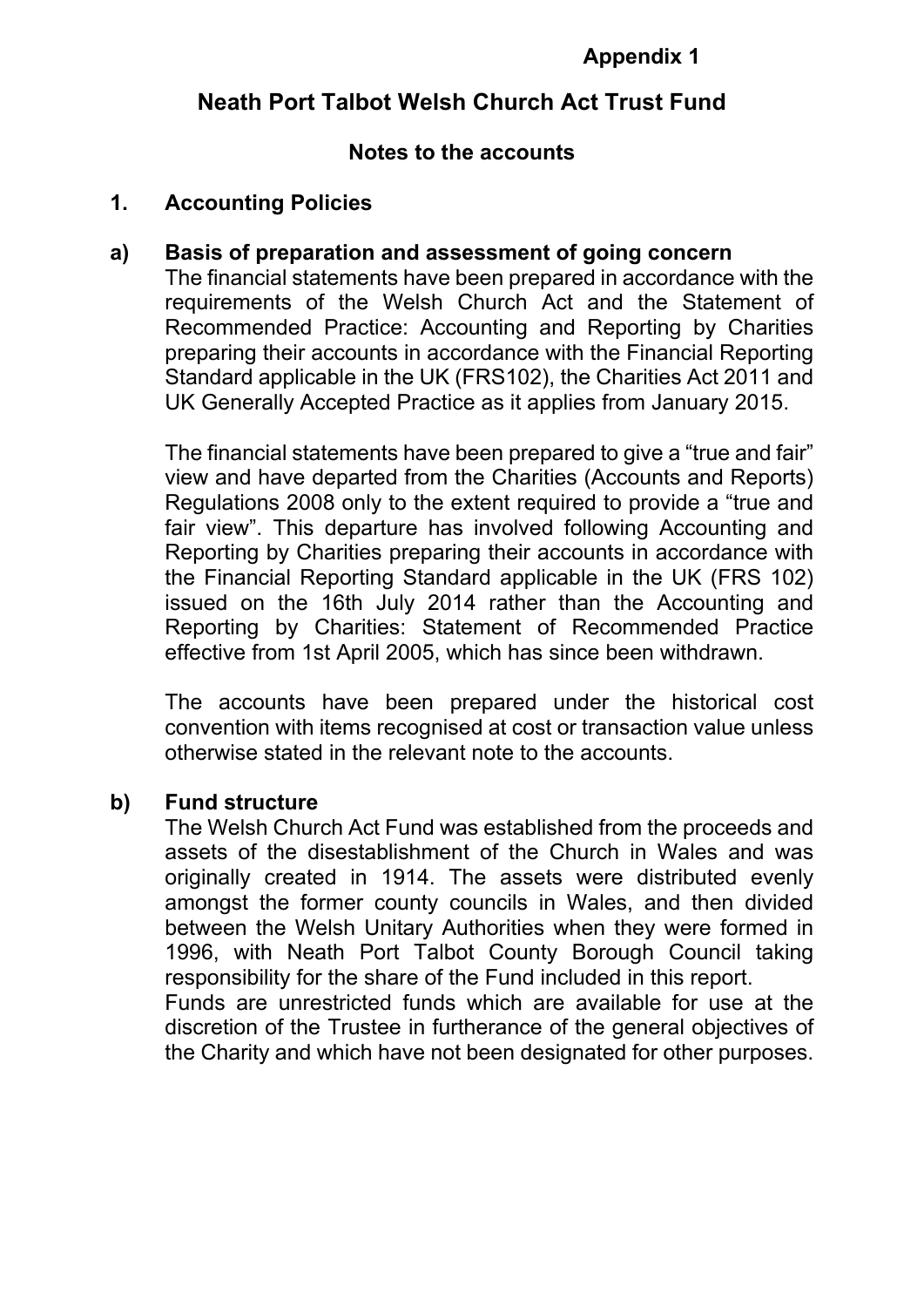**Appendix 1**

# Neath Port Talbot Welsh Church Act Trust Fund

## Notes to the accounts

### 1. Accounting Policies

#### a) Basis of preparation and assessment of going concern

The financial statements have been prepared in accordance with the requirements of the Welsh Church Act and the Statement of Recommended Practice: Accounting and Reporting by Charities preparing their accounts in accordance with the Financial Reporting Standard applicable in the UK (FRS102), the Charities Act 2011 and UK Generally Accepted Practice as it applies from January 2015.

The financial statements have been prepared to give a "true and fair" view and have departed from the Charities (Accounts and Reports) Regulations 2008 only to the extent required to provide a "true and fair view". This departure has involved following Accounting and Reporting by Charities preparing their accounts in accordance with the Financial Reporting Standard applicable in the UK (FRS 102) issued on the 16th July 2014 rather than the Accounting and Reporting by Charities: Statement of Recommended Practice effective from 1st April 2005, which has since been withdrawn.

The accounts have been prepared under the historical cost convention with items recognised at cost or transaction value unless otherwise stated in the relevant note to the accounts.

#### b) Fund structure

The Welsh Church Act Fund was established from the proceeds and assets of the disestablishment of the Church in Wales and was originally created in 1914. The assets were distributed evenly amongst the former county councils in Wales, and then divided between the Welsh Unitary Authorities when they were formed in 1996, with Neath Port Talbot County Borough Council taking responsibility for the share of the Fund included in this report.

Funds are unrestricted funds which are available for use at the discretion of the Trustee in furtherance of the general objectives of the Charity and which have not been designated for other purposes.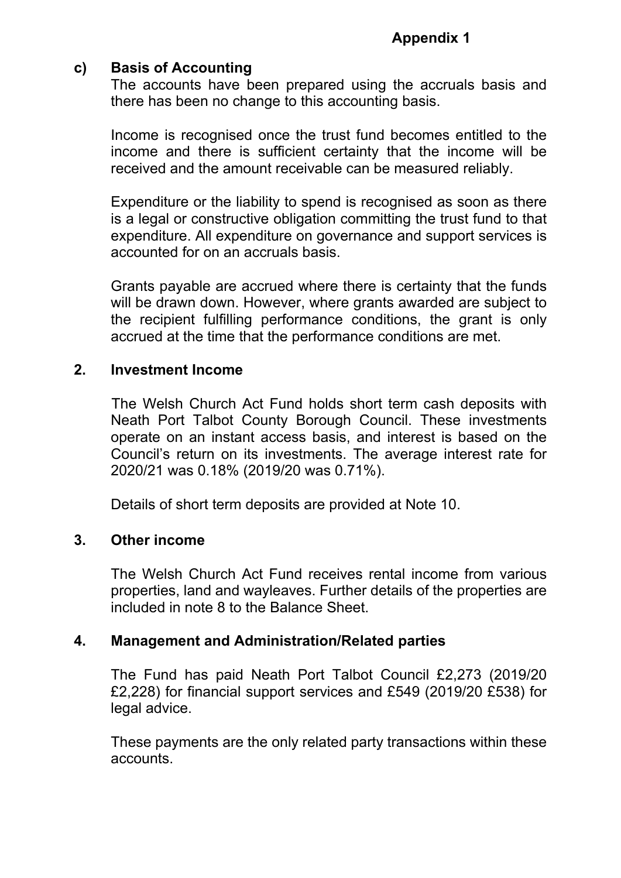**Appendix 1**

**c) Basis of Accounting**

The accounts have been prepared using the accruals basis and there has been no change to this accounting basis.

Income is recognised once the trust fund becomes entitled to the income and there is sufficient certainty that the income will be received and the amount receivable can be measured reliably.

Expenditure or the liability to spend is recognised as soon as there is a legal or constructive obligation committing the trust fund to that expenditure. All expenditure on governance and support services is accounted for on an accruals basis.

Grants payable are accrued where there is certainty that the funds will be drawn down. However, where grants awarded are subject to the recipient fulfilling performance conditions, the grant is only accrued at the time that the performance conditions are met.

## 2. Investment Income

The Welsh Church Act Fund holds short term cash deposits with Neath Port Talbot County Borough Council. These investments operate on an instant access basis, and interest is based on the Council's return on its investments. The average interest rate for 2020/21 was 0.18% (2019/20 was 0.71%).

Details of short term deposits are provided at Note 10.

## 3. Other income

The Welsh Church Act Fund receives rental income from various properties, land and wayleaves. Further details of the properties are included in note 8 to the Balance Sheet.

## 4. Management and Administration/Related parties

The Fund has paid Neath Port Talbot Council £2,273 (2019/20 £2,228) for financial support services and £549 (2019/20 £538) for legal advice.

These payments are the only related party transactions within these accounts.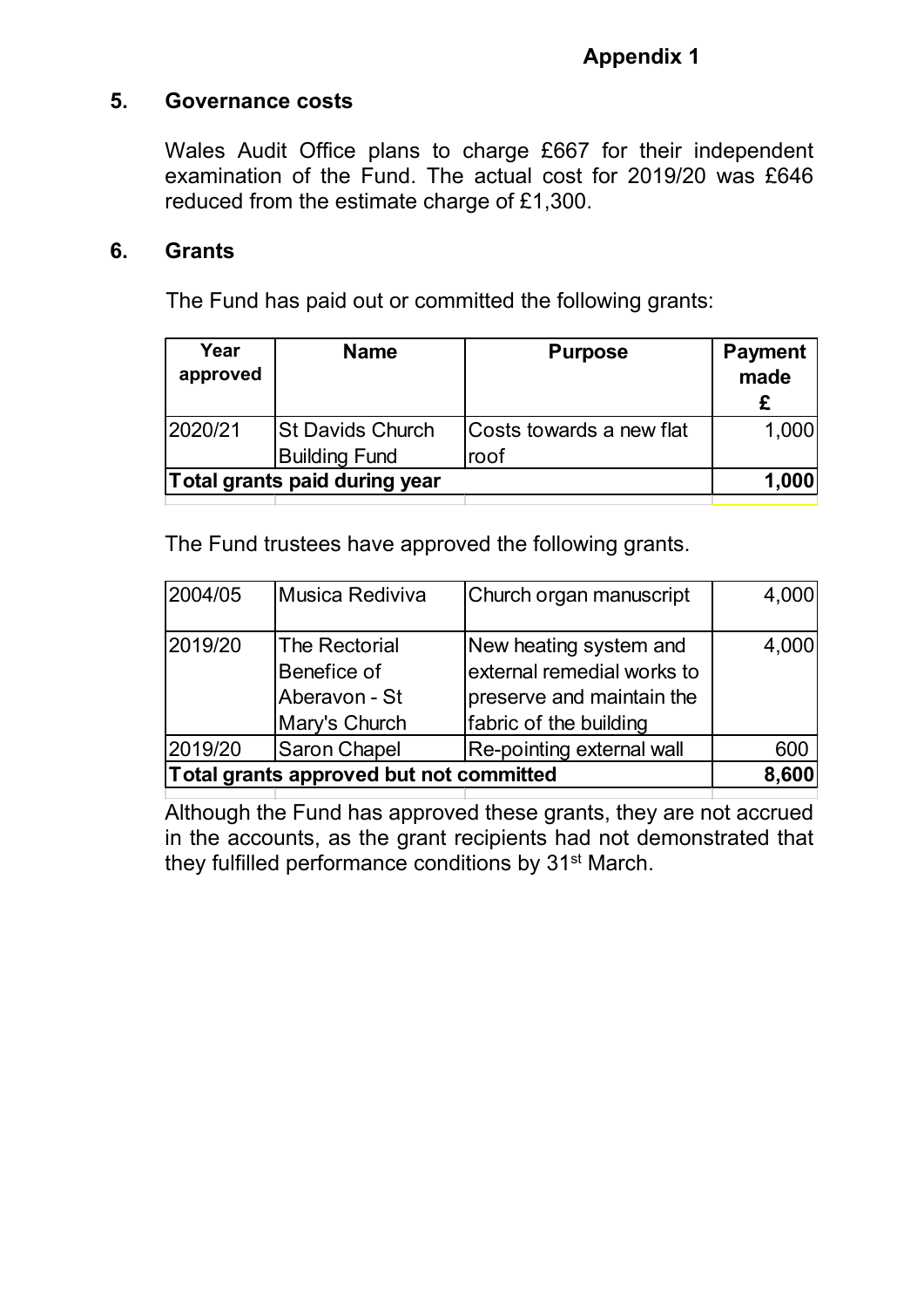**Appendix 1**

## 5. Governance costs

Wales Audit Office plans to charge £667 for their independent examination of the Fund. The actual cost for 2019/20 was £646 reduced from the estimate charge of £1,300.

## 6. Grants

The Fund has paid out or committed the following grants:

| Year approved | Name | Purpose | Payment made £ |
|---|---|---|---|
| 2020/21 | St Davids Church Building Fund | Costs towards a new flat roof | 1,000 |
| **Total grants paid during year** | | | **1,000** |

The Fund trustees have approved the following grants.

| | | | |
|---|---|---|---|
| 2004/05 | Musica Rediviva | Church organ manuscript | 4,000 |
| 2019/20 | The Rectorial Benefice of Aberavon - St Mary's Church | New heating system and external remedial works to preserve and maintain the fabric of the building | 4,000 |
| 2019/20 | Saron Chapel | Re-pointing external wall | 600 |
| **Total grants approved but not committed** | | | **8,600** |

Although the Fund has approved these grants, they are not accrued in the accounts, as the grant recipients had not demonstrated that they fulfilled performance conditions by 31st March.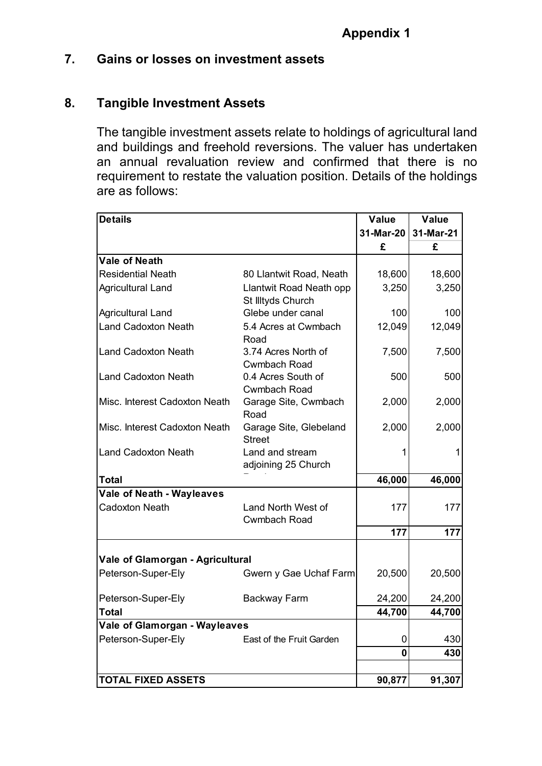**Appendix 1**

## 7. Gains or losses on investment assets

## 8. Tangible Investment Assets

The tangible investment assets relate to holdings of agricultural land and buildings and freehold reversions. The valuer has undertaken an annual revaluation review and confirmed that there is no requirement to restate the valuation position. Details of the holdings are as follows:

| Details | | Value 31-Mar-20 £ | Value 31-Mar-21 £ |
|---|---|---|---|
| **Vale of Neath** | | | |
| Residential Neath | 80 Llantwit Road, Neath | 18,600 | 18,600 |
| Agricultural Land | Llantwit Road Neath opp St Illtyds Church | 3,250 | 3,250 |
| Agricultural Land | Glebe under canal | 100 | 100 |
| Land Cadoxton Neath | 5.4 Acres at Cwmbach Road | 12,049 | 12,049 |
| Land Cadoxton Neath | 3.74 Acres North of Cwmbach Road | 7,500 | 7,500 |
| Land Cadoxton Neath | 0.4 Acres South of Cwmbach Road | 500 | 500 |
| Misc. Interest Cadoxton Neath | Garage Site, Cwmbach Road | 2,000 | 2,000 |
| Misc. Interest Cadoxton Neath | Garage Site, Glebeland Street | 2,000 | 2,000 |
| Land Cadoxton Neath | Land and stream adjoining 25 Church Road | 1 | 1 |
| **Total** | | **46,000** | **46,000** |
| **Vale of Neath - Wayleaves** | | | |
| Cadoxton Neath | Land North West of Cwmbach Road | 177 | 177 |
| | | **177** | **177** |
| **Vale of Glamorgan - Agricultural** | | | |
| Peterson-Super-Ely | Gwern y Gae Uchaf Farm | 20,500 | 20,500 |
| Peterson-Super-Ely | Backway Farm | 24,200 | 24,200 |
| **Total** | | **44,700** | **44,700** |
| **Vale of Glamorgan - Wayleaves** | | | |
| Peterson-Super-Ely | East of the Fruit Garden | 0 | 430 |
| | | **0** | **430** |
| **TOTAL FIXED ASSETS** | | **90,877** | **91,307** |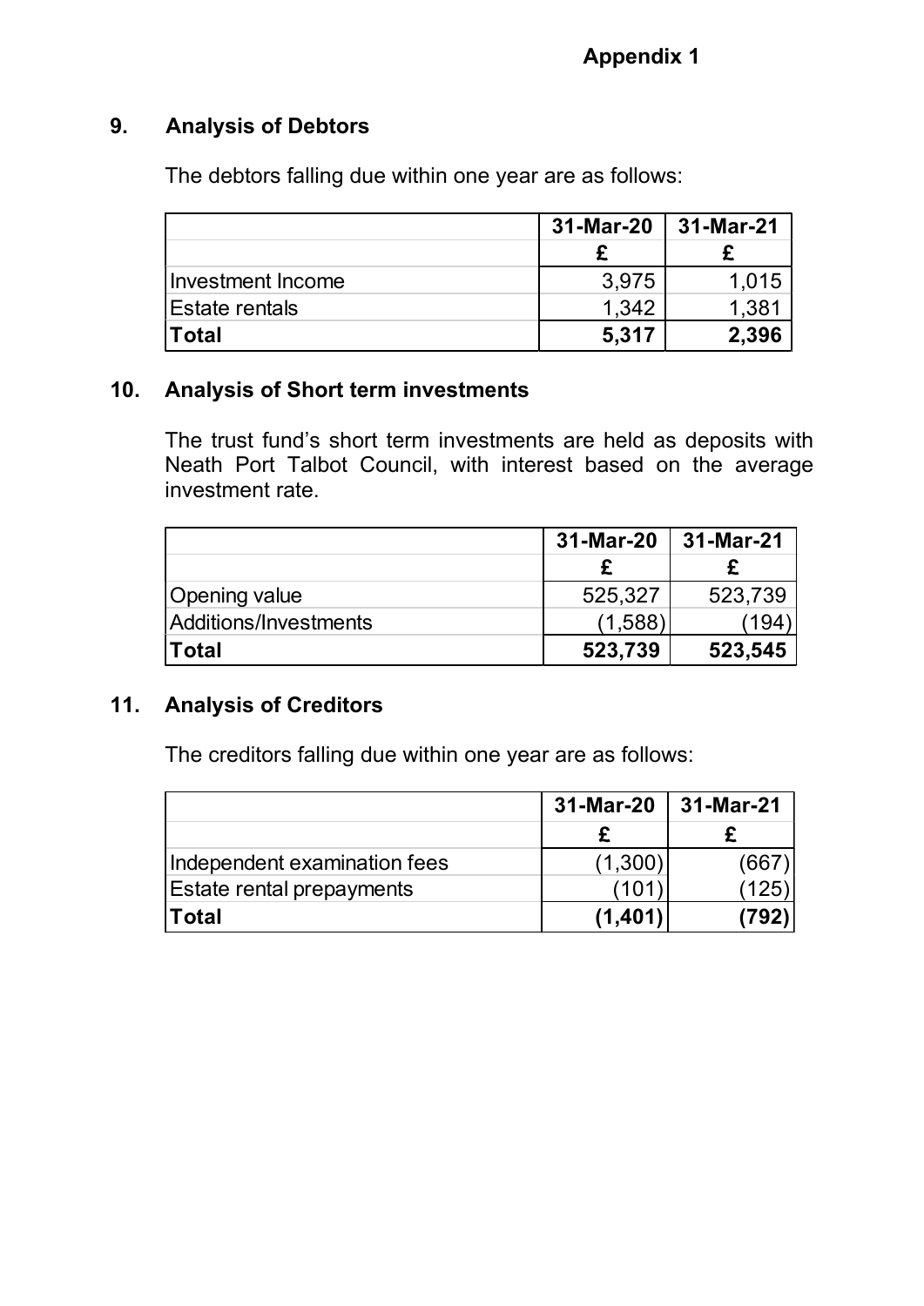**Appendix 1**

## 9. Analysis of Debtors

The debtors falling due within one year are as follows:

| | 31-Mar-20 | 31-Mar-21 |
|---|---|---|
| | £ | £ |
| Investment Income | 3,975 | 1,015 |
| Estate rentals | 1,342 | 1,381 |
| **Total** | **5,317** | **2,396** |

## 10. Analysis of Short term investments

The trust fund's short term investments are held as deposits with Neath Port Talbot Council, with interest based on the average investment rate.

| | 31-Mar-20 | 31-Mar-21 |
|---|---|---|
| | £ | £ |
| Opening value | 525,327 | 523,739 |
| Additions/Investments | (1,588) | (194) |
| **Total** | **523,739** | **523,545** |

## 11. Analysis of Creditors

The creditors falling due within one year are as follows:

| | 31-Mar-20 | 31-Mar-21 |
|---|---|---|
| | £ | £ |
| Independent examination fees | (1,300) | (667) |
| Estate rental prepayments | (101) | (125) |
| **Total** | **(1,401)** | **(792)** |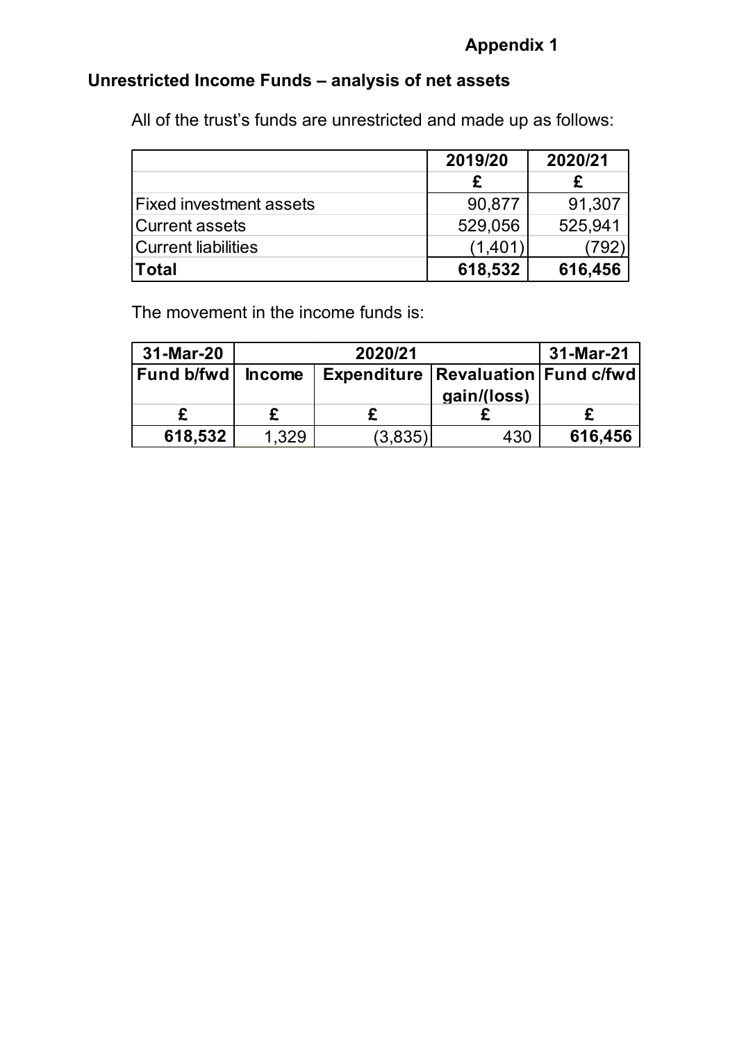**Appendix 1**

## Unrestricted Income Funds – analysis of net assets

All of the trust's funds are unrestricted and made up as follows:

| | 2019/20 | 2020/21 |
|---|---|---|
| | £ | £ |
| Fixed investment assets | 90,877 | 91,307 |
| Current assets | 529,056 | 525,941 |
| Current liabilities | (1,401) | (792) |
| **Total** | **618,532** | **616,456** |

The movement in the income funds is:

| 31-Mar-20 | 2020/21 | | | 31-Mar-21 |
|---|---|---|---|---|
| Fund b/fwd | Income | Expenditure | Revaluation gain/(loss) | Fund c/fwd |
| £ | £ | £ | £ | £ |
| **618,532** | 1,329 | (3,835) | 430 | **616,456** |